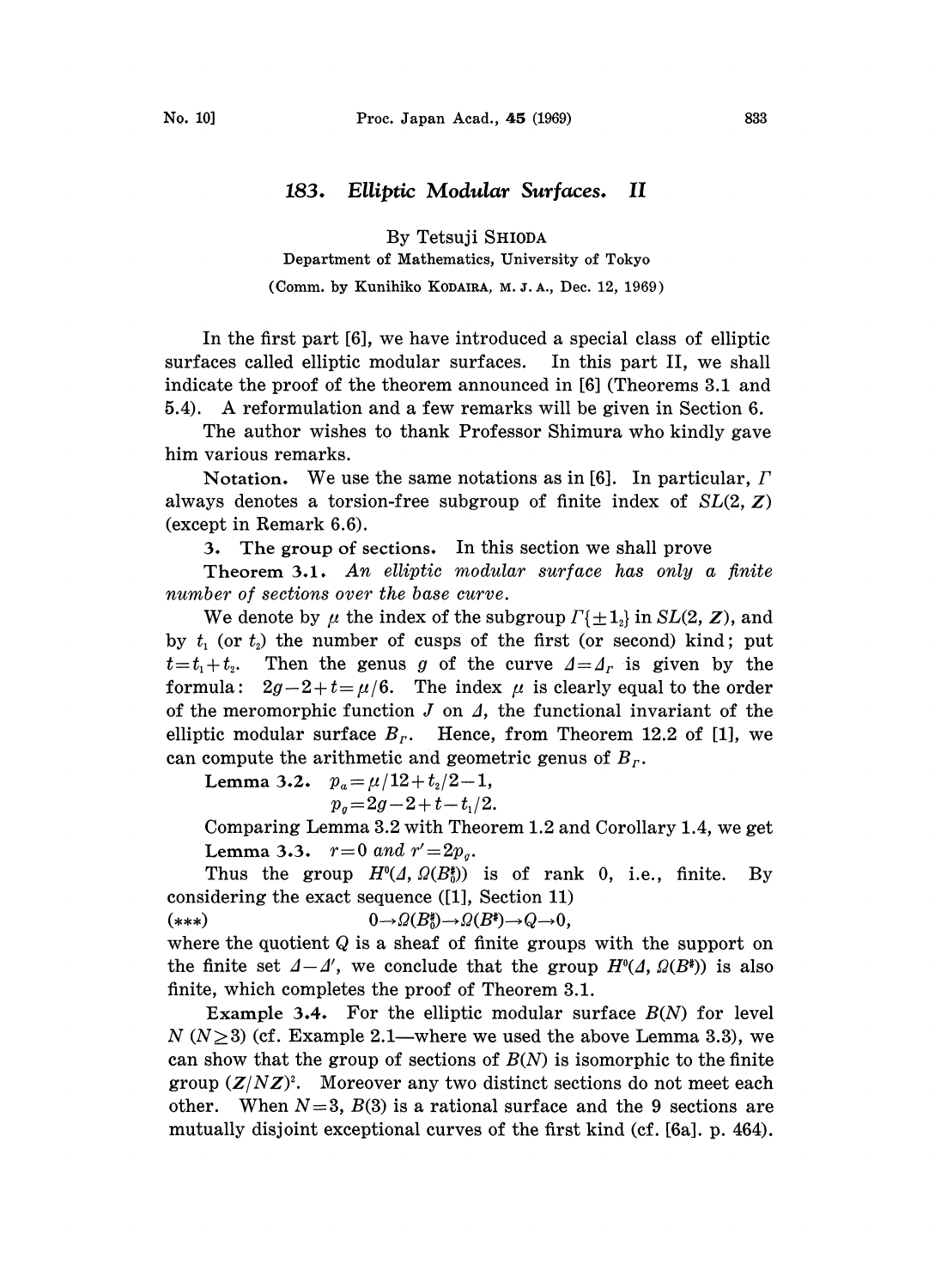# 183. Elliptic Modular Surfaces. II

By Tetsuji SHIODA

Department of Mathematics, University of Tokyo

(Comm. by Kunihiko KODAIRA, M. J. A., Dec. 12, 1969)

In the first part [6], we have introduced a special class of elliptic surfaces called elliptic modular surfaces. In this part II, we shall indicate the proof of the theorem announced in [6] (Theorems 3.1 and 5.4). A reformulation and a few remarks will be given in Section 6.

The author wishes to thank Professor Shimura who kindly gave him various remarks.

**Notation.** We use the same notations as in [6]. In particular, $\Gamma$ always denotes a torsion-free subgroup of finite index of $SL(2, \boldsymbol{Z})$ (except in Remark 6.6).

**3. The group of sections.** In this section we shall prove

**Theorem 3.1.** *An elliptic modular surface has only a finite number of sections over the base curve.*

We denote by $\mu$ the index of the subgroup $\Gamma\{\pm 1_2\}$ in $SL(2, \boldsymbol{Z})$, and by $t_1$ (or $t_2$) the number of cusps of the first (or second) kind; put $t=t_1+t_2$. Then the genus $g$ of the curve $\Delta=\Delta_\Gamma$ is given by the formula: $2g-2+t=\mu/6$. The index $\mu$ is clearly equal to the order of the meromorphic function $J$ on $\Delta$, the functional invariant of the elliptic modular surface $B_\Gamma$. Hence, from Theorem 12.2 of [1], we can compute the arithmetic and geometric genus of $B_\Gamma$.

**Lemma 3.2.** $p_a=\mu/12+t_2/2-1,$

$p_g=2g-2+t-t_1/2.$

Comparing Lemma 3.2 with Theorem 1.2 and Corollary 1.4, we get

**Lemma 3.3.** $r=0$ *and* $r'=2p_g$.

Thus the group $H^0(\Delta, \Omega(B_0^\sharp))$ is of rank 0, i.e., finite. By considering the exact sequence ([1], Section 11)

$$(***) \qquad 0 \to \Omega(B_0^\sharp) \to \Omega(B^\sharp) \to Q \to 0,$$

where the quotient $Q$ is a sheaf of finite groups with the support on the finite set $\Delta-\Delta'$, we conclude that the group $H^0(\Delta, \Omega(B^\sharp))$ is also finite, which completes the proof of Theorem 3.1.

**Example 3.4.** For the elliptic modular surface $B(N)$ for level $N$ $(N \geq 3)$ (cf. Example 2.1—where we used the above Lemma 3.3), we can show that the group of sections of $B(N)$ is isomorphic to the finite group $(\boldsymbol{Z}/N\boldsymbol{Z})^2$. Moreover any two distinct sections do not meet each other. When $N=3$, $B(3)$ is a rational surface and the 9 sections are mutually disjoint exceptional curves of the first kind (cf. [6a]. p. 464).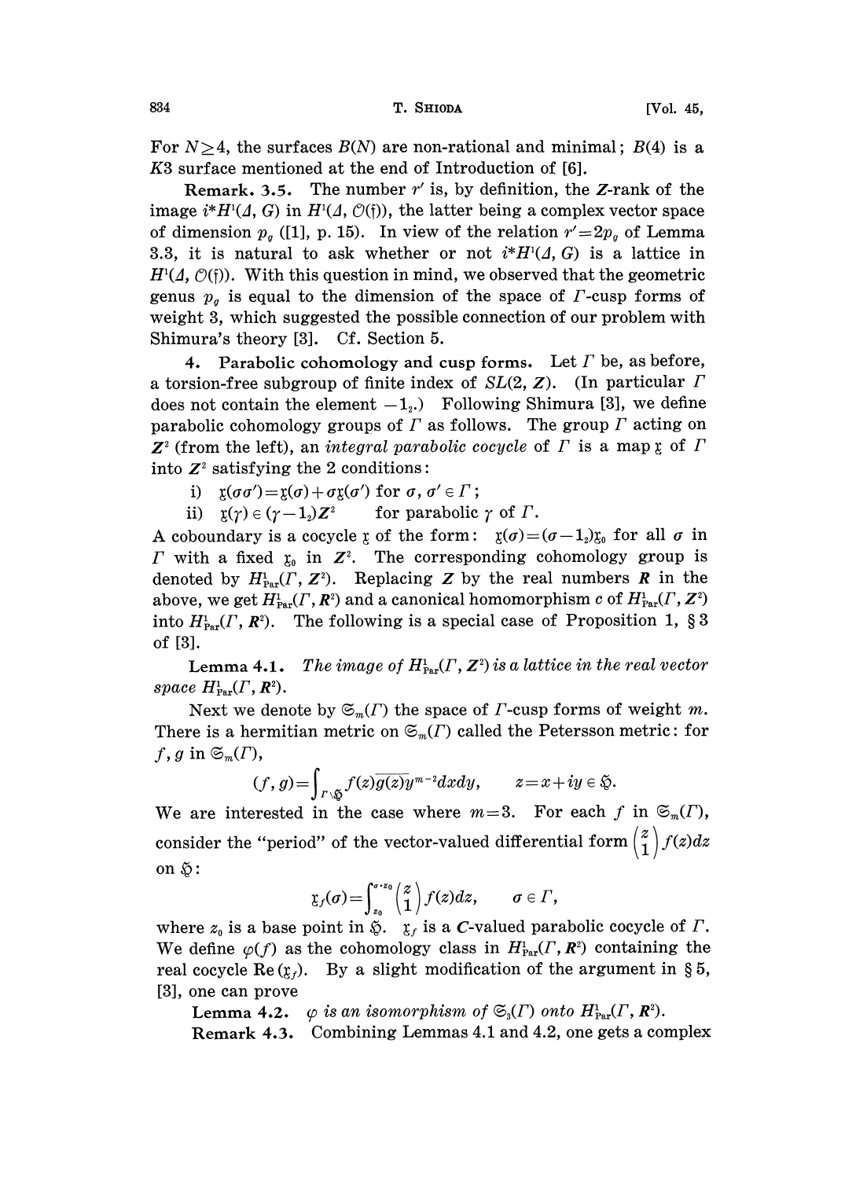For $N \geq 4$, the surfaces $B(N)$ are non-rational and minimal; $B(4)$ is a $K3$ surface mentioned at the end of Introduction of [6].

**Remark. 3.5.** The number $r'$ is, by definition, the $\boldsymbol{Z}$-rank of the image $i^*H^1(\Delta, G)$ in $H^1(\Delta, \mathcal{O}(\mathfrak{f}))$, the latter being a complex vector space of dimension $p_g$ ([1], p. 15). In view of the relation $r'=2p_g$ of Lemma 3.3, it is natural to ask whether or not $i^*H^1(\Delta, G)$ is a lattice in $H^1(\Delta, \mathcal{O}(\mathfrak{f}))$. With this question in mind, we observed that the geometric genus $p_g$ is equal to the dimension of the space of $\Gamma$-cusp forms of weight 3, which suggested the possible connection of our problem with Shimura's theory [3]. Cf. Section 5.

**4. Parabolic cohomology and cusp forms.** Let $\Gamma$ be, as before, a torsion-free subgroup of finite index of $SL(2, \boldsymbol{Z})$. (In particular $\Gamma$ does not contain the element $-1_2$.) Following Shimura [3], we define parabolic cohomology groups of $\Gamma$ as follows. The group $\Gamma$ acting on $\boldsymbol{Z}^2$ (from the left), an *integral parabolic cocycle* of $\Gamma$ is a map $\mathfrak{x}$ of $\Gamma$ into $\boldsymbol{Z}^2$ satisfying the 2 conditions:

i) $\mathfrak{x}(\sigma\sigma')=\mathfrak{x}(\sigma)+\sigma\mathfrak{x}(\sigma')$ for $\sigma, \sigma' \in \Gamma$;

ii) $\mathfrak{x}(\gamma) \in (\gamma - 1_2)\boldsymbol{Z}^2$ for parabolic $\gamma$ of $\Gamma$.

A coboundary is a cocycle $\mathfrak{x}$ of the form: $\mathfrak{x}(\sigma)=(\sigma-1_2)\mathfrak{x}_0$ for all $\sigma$ in $\Gamma$ with a fixed $\mathfrak{x}_0$ in $\boldsymbol{Z}^2$. The corresponding cohomology group is denoted by $H^1_{\mathrm{Par}}(\Gamma, \boldsymbol{Z}^2)$. Replacing $\boldsymbol{Z}$ by the real numbers $\boldsymbol{R}$ in the above, we get $H^1_{\mathrm{Par}}(\Gamma, \boldsymbol{R}^2)$ and a canonical homomorphism $c$ of $H^1_{\mathrm{Par}}(\Gamma, \boldsymbol{Z}^2)$ into $H^1_{\mathrm{Par}}(\Gamma, \boldsymbol{R}^2)$. The following is a special case of Proposition 1, § 3 of [3].

**Lemma 4.1.** *The image of $H^1_{\mathrm{Par}}(\Gamma, \boldsymbol{Z}^2)$ is a lattice in the real vector space $H^1_{\mathrm{Par}}(\Gamma, \boldsymbol{R}^2)$.*

Next we denote by $\mathfrak{S}_m(\Gamma)$ the space of $\Gamma$-cusp forms of weight $m$. There is a hermitian metric on $\mathfrak{S}_m(\Gamma)$ called the Petersson metric: for $f, g$ in $\mathfrak{S}_m(\Gamma)$,

$$(f, g)=\int_{\Gamma\backslash\mathfrak{H}} f(z)\overline{g(z)}y^{m-2}dxdy, \qquad z=x+iy \in \mathfrak{H}.$$

We are interested in the case where $m=3$. For each $f$ in $\mathfrak{S}_m(\Gamma)$, consider the "period" of the vector-valued differential form $\begin{pmatrix} z \\ 1 \end{pmatrix} f(z)dz$ on $\mathfrak{H}$:

$$\mathfrak{x}_f(\sigma)=\int_{z_0}^{\sigma \cdot z_0} \begin{pmatrix} z \\ 1 \end{pmatrix} f(z)dz, \qquad \sigma \in \Gamma,$$

where $z_0$ is a base point in $\mathfrak{H}$. $\mathfrak{x}_f$ is a $\boldsymbol{C}$-valued parabolic cocycle of $\Gamma$. We define $\varphi(f)$ as the cohomology class in $H^1_{\mathrm{Par}}(\Gamma, \boldsymbol{R}^2)$ containing the real cocycle $\mathrm{Re}(\mathfrak{x}_f)$. By a slight modification of the argument in § 5, [3], one can prove

**Lemma 4.2.** *$\varphi$ is an isomorphism of $\mathfrak{S}_3(\Gamma)$ onto $H^1_{\mathrm{Par}}(\Gamma, \boldsymbol{R}^2)$.*

**Remark 4.3.** Combining Lemmas 4.1 and 4.2, one gets a complex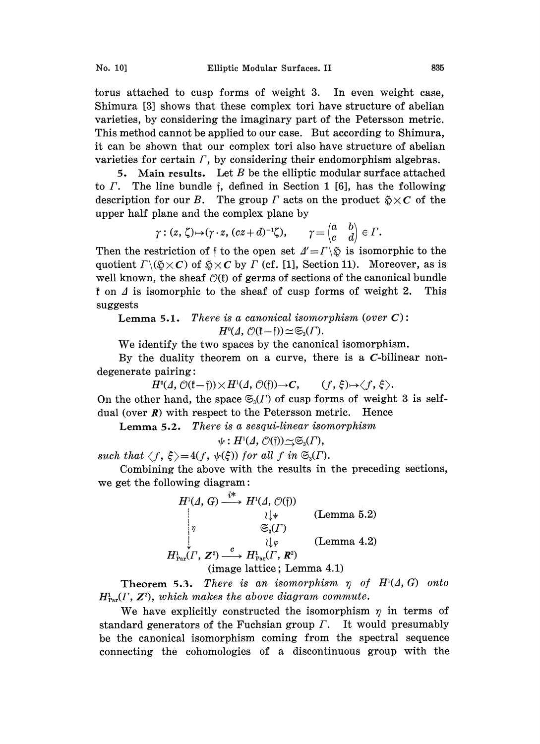torus attached to cusp forms of weight 3. In even weight case, Shimura [3] shows that these complex tori have structure of abelian varieties, by considering the imaginary part of the Petersson metric. This method cannot be applied to our case. But according to Shimura, it can be shown that our complex tori also have structure of abelian varieties for certain $\Gamma$, by considering their endomorphism algebras.

**5. Main results.** Let $B$ be the elliptic modular surface attached to $\Gamma$. The line bundle $\mathfrak{f}$, defined in Section 1 [6], has the following description for our $B$. The group $\Gamma$ acts on the product $\mathfrak{H}\times \boldsymbol{C}$ of the upper half plane and the complex plane by

$$\gamma:(z,\zeta)\mapsto(\gamma\cdot z,(cz+d)^{-1}\zeta),\qquad \gamma=\begin{pmatrix}a & b\\ c & d\end{pmatrix}\in\Gamma.$$

Then the restriction of $\mathfrak{f}$ to the open set $\Delta'=\Gamma\backslash\mathfrak{H}$ is isomorphic to the quotient $\Gamma\backslash(\mathfrak{H}\times\boldsymbol{C})$ of $\mathfrak{H}\times\boldsymbol{C}$ by $\Gamma$ (cf. [1], Section 11). Moreover, as is well known, the sheaf $\mathcal{O}(\mathfrak{k})$ of germs of sections of the canonical bundle $\mathfrak{k}$ on $\Delta$ is isomorphic to the sheaf of cusp forms of weight 2. This suggests

**Lemma 5.1.** *There is a canonical isomorphism (over* $\boldsymbol{C}$*):*

$$H^0(\Delta,\mathcal{O}(\mathfrak{k}-\mathfrak{f}))\simeq\mathfrak{S}_3(\Gamma).$$

We identify the two spaces by the canonical isomorphism.

By the duality theorem on a curve, there is a $\boldsymbol{C}$-bilinear non-degenerate pairing:

$$H^0(\Delta,\mathcal{O}(\mathfrak{k}-\mathfrak{f}))\times H^1(\Delta,\mathcal{O}(\mathfrak{f}))\to\boldsymbol{C},\qquad (f,\xi)\mapsto\langle f,\xi\rangle.$$

On the other hand, the space $\mathfrak{S}_3(\Gamma)$ of cusp forms of weight 3 is self-dual (over $\boldsymbol{R}$) with respect to the Petersson metric. Hence

**Lemma 5.2.** *There is a sesqui-linear isomorphism*

$$\psi: H^1(\Delta,\mathcal{O}(\mathfrak{f}))\xrightarrow{\sim}\mathfrak{S}_3(\Gamma),$$

*such that* $\langle f,\xi\rangle=4(f,\psi(\xi))$ *for all* $f$ *in* $\mathfrak{S}_3(\Gamma)$.

Combining the above with the results in the preceding sections, we get the following diagram:

$$\begin{array}{ccc}
H^1(\Delta,G) & \xrightarrow{i^*} & H^1(\Delta,\mathcal{O}(\mathfrak{f})) \\
\vdots & & \wr\downarrow\psi \qquad \text{(Lemma 5.2)} \\
\vdots\,\eta & & \mathfrak{S}_3(\Gamma) \\
\vdots & & \wr\downarrow\varphi \qquad \text{(Lemma 4.2)} \\
\downarrow & & \\
H^1_{\mathrm{Par}}(\Gamma,\boldsymbol{Z}^2) & \xrightarrow{c} & H^1_{\mathrm{Par}}(\Gamma,\boldsymbol{R}^2)
\end{array}$$

(image lattice; Lemma 4.1)

**Theorem 5.3.** *There is an isomorphism* $\eta$ *of* $H^1(\Delta,G)$ *onto* $H^1_{\mathrm{Par}}(\Gamma,\boldsymbol{Z}^2)$*, which makes the above diagram commute.*

We have explicitly constructed the isomorphism $\eta$ in terms of standard generators of the Fuchsian group $\Gamma$. It would presumably be the canonical isomorphism coming from the spectral sequence connecting the cohomologies of a discontinuous group with the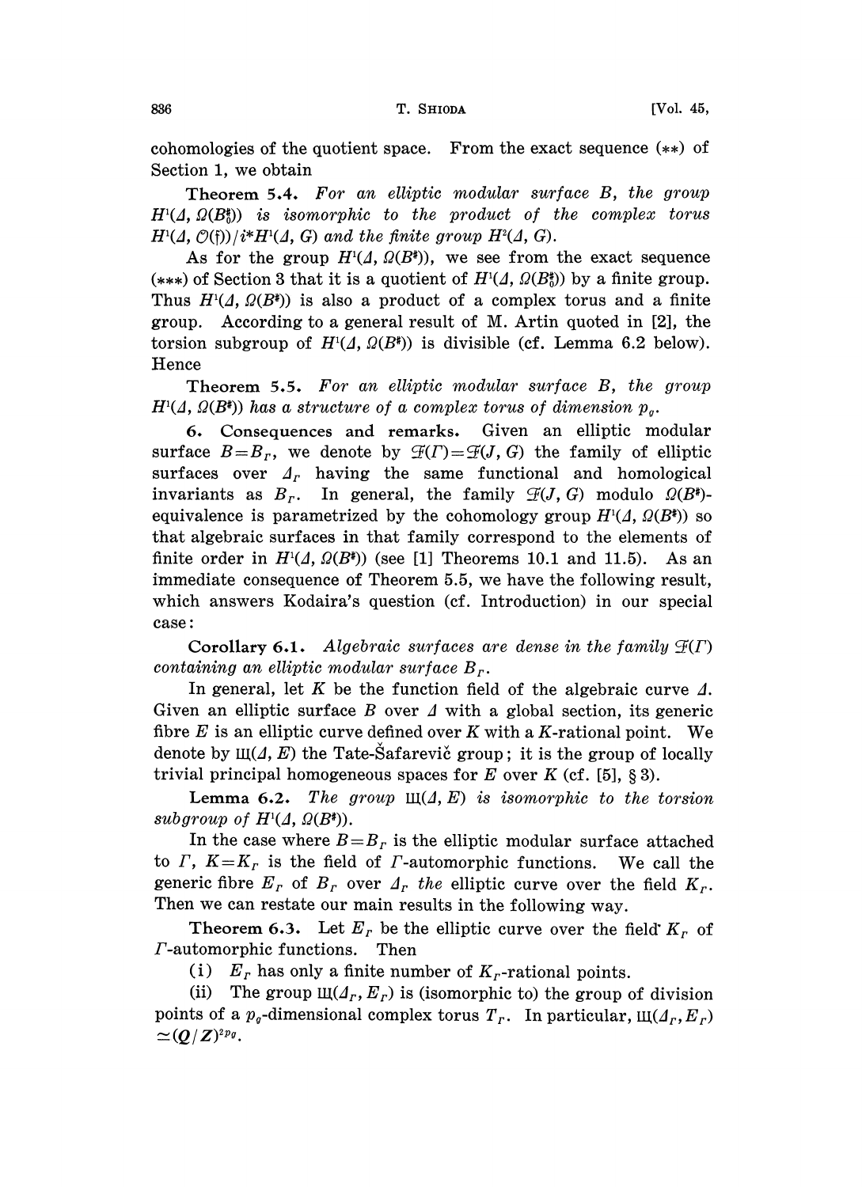cohomologies of the quotient space. From the exact sequence (\*\*) of Section 1, we obtain

**Theorem 5.4.** *For an elliptic modular surface $B$, the group $H^1(\Delta, \Omega(B_0^\sharp))$ is isomorphic to the product of the complex torus $H^1(\Delta, \mathcal{O}(\mathfrak{f}))/i^*H^1(\Delta, G)$ and the finite group $H^2(\Delta, G)$.*

As for the group $H^1(\Delta, \Omega(B^\sharp))$, we see from the exact sequence (\*\*\*) of Section 3 that it is a quotient of $H^1(\Delta, \Omega(B_0^\sharp))$ by a finite group. Thus $H^1(\Delta, \Omega(B^\sharp))$ is also a product of a complex torus and a finite group. According to a general result of M. Artin quoted in [2], the torsion subgroup of $H^1(\Delta, \Omega(B^\sharp))$ is divisible (cf. Lemma 6.2 below). Hence

**Theorem 5.5.** *For an elliptic modular surface $B$, the group $H^1(\Delta, \Omega(B^\sharp))$ has a structure of a complex torus of dimension $p_g$.*

**6. Consequences and remarks.** Given an elliptic modular surface $B = B_\Gamma$, we denote by $\mathcal{F}(\Gamma) = \mathcal{F}(J, G)$ the family of elliptic surfaces over $\Delta_\Gamma$ having the same functional and homological invariants as $B_\Gamma$. In general, the family $\mathcal{F}(J, G)$ modulo $\Omega(B^\sharp)$-equivalence is parametrized by the cohomology group $H^1(\Delta, \Omega(B^\sharp))$ so that algebraic surfaces in that family correspond to the elements of finite order in $H^1(\Delta, \Omega(B^\sharp))$ (see [1] Theorems 10.1 and 11.5). As an immediate consequence of Theorem 5.5, we have the following result, which answers Kodaira's question (cf. Introduction) in our special case:

**Corollary 6.1.** *Algebraic surfaces are dense in the family $\mathcal{F}(\Gamma)$ containing an elliptic modular surface $B_\Gamma$.*

In general, let $K$ be the function field of the algebraic curve $\Delta$. Given an elliptic surface $B$ over $\Delta$ with a global section, its generic fibre $E$ is an elliptic curve defined over $K$ with a $K$-rational point. We denote by $Ш(\Delta, E)$ the Tate-Šafarevič group; it is the group of locally trivial principal homogeneous spaces for $E$ over $K$ (cf. [5], § 3).

**Lemma 6.2.** *The group $Ш(\Delta, E)$ is isomorphic to the torsion subgroup of $H^1(\Delta, \Omega(B^\sharp))$.*

In the case where $B = B_\Gamma$ is the elliptic modular surface attached to $\Gamma$, $K = K_\Gamma$ is the field of $\Gamma$-automorphic functions. We call the generic fibre $E_\Gamma$ of $B_\Gamma$ over $\Delta_\Gamma$ *the* elliptic curve over the field $K_\Gamma$. Then we can restate our main results in the following way.

**Theorem 6.3.** Let $E_\Gamma$ be the elliptic curve over the field $K_\Gamma$ of $\Gamma$-automorphic functions. Then

(i) $E_\Gamma$ has only a finite number of $K_\Gamma$-rational points.

(ii) The group $Ш(\Delta_\Gamma, E_\Gamma)$ is (isomorphic to) the group of division points of a $p_g$-dimensional complex torus $T_\Gamma$. In particular, $Ш(\Delta_\Gamma, E_\Gamma) \simeq (\boldsymbol{Q}/\boldsymbol{Z})^{2p_g}$.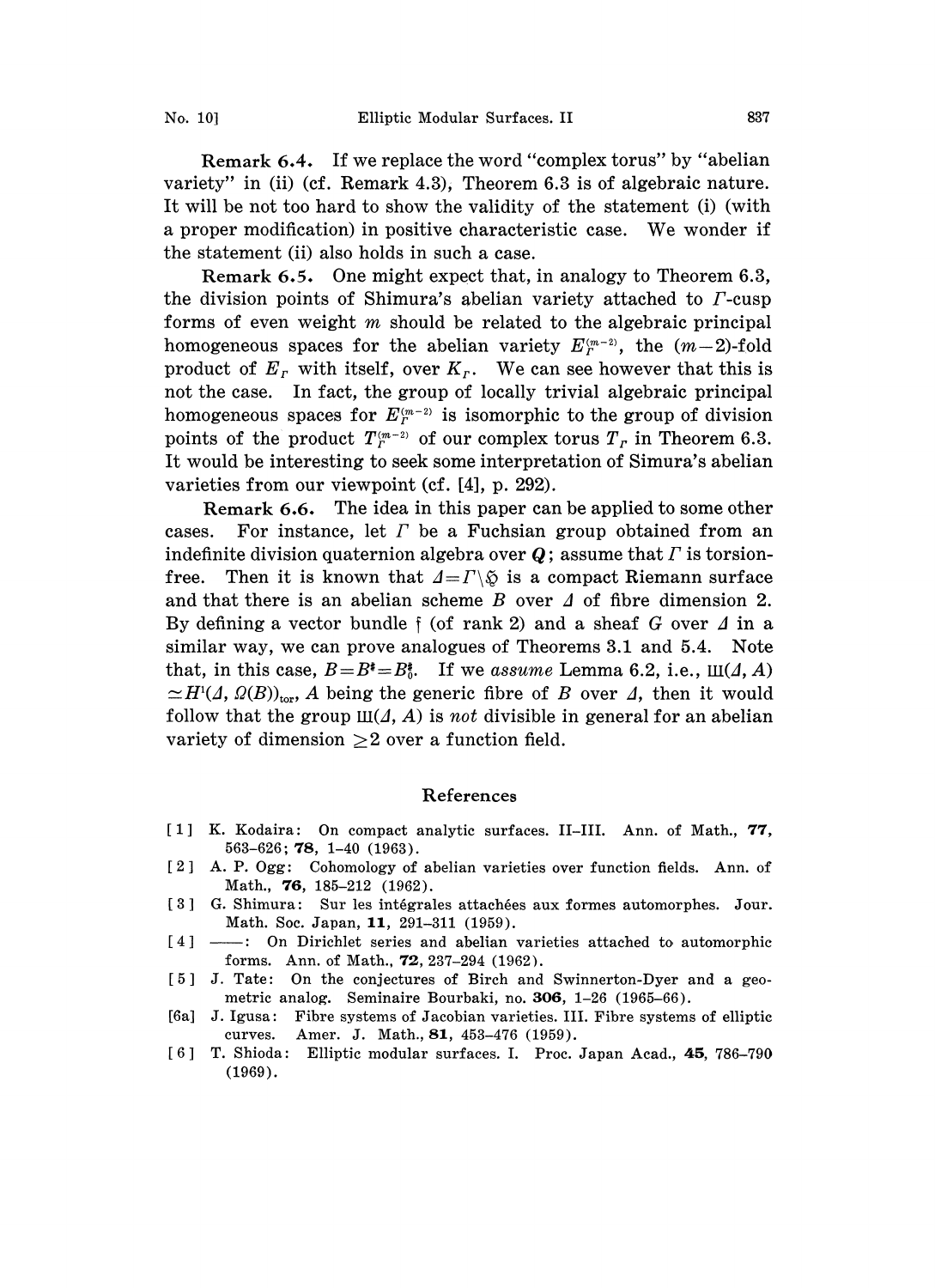**Remark 6.4.** If we replace the word "complex torus" by "abelian variety" in (ii) (cf. Remark 4.3), Theorem 6.3 is of algebraic nature. It will be not too hard to show the validity of the statement (i) (with a proper modification) in positive characteristic case. We wonder if the statement (ii) also holds in such a case.

**Remark 6.5.** One might expect that, in analogy to Theorem 6.3, the division points of Shimura's abelian variety attached to $\Gamma$-cusp forms of even weight $m$ should be related to the algebraic principal homogeneous spaces for the abelian variety $E_\Gamma^{(m-2)}$, the $(m-2)$-fold product of $E_\Gamma$ with itself, over $K_\Gamma$. We can see however that this is not the case. In fact, the group of locally trivial algebraic principal homogeneous spaces for $E_\Gamma^{(m-2)}$ is isomorphic to the group of division points of the product $T_\Gamma^{(m-2)}$ of our complex torus $T_\Gamma$ in Theorem 6.3. It would be interesting to seek some interpretation of Simura's abelian varieties from our viewpoint (cf. [4], p. 292).

**Remark 6.6.** The idea in this paper can be applied to some other cases. For instance, let $\Gamma$ be a Fuchsian group obtained from an indefinite division quaternion algebra over $\boldsymbol{Q}$; assume that $\Gamma$ is torsion-free. Then it is known that $\Delta = \Gamma\backslash\mathfrak{H}$ is a compact Riemann surface and that there is an abelian scheme $B$ over $\Delta$ of fibre dimension 2. By defining a vector bundle $\mathfrak{f}$ (of rank 2) and a sheaf $G$ over $\Delta$ in a similar way, we can prove analogues of Theorems 3.1 and 5.4. Note that, in this case, $B = B^\sharp = B_0^\sharp$. If we *assume* Lemma 6.2, i.e., $Ш(\Delta, A) \simeq H^1(\Delta, \Omega(B))_{\text{tor}}$, $A$ being the generic fibre of $B$ over $\Delta$, then it would follow that the group $Ш(\Delta, A)$ is *not* divisible in general for an abelian variety of dimension $\geq 2$ over a function field.

## References

[1] K. Kodaira: On compact analytic surfaces. II–III. Ann. of Math., **77**, 563–626; **78**, 1–40 (1963).

[2] A. P. Ogg: Cohomology of abelian varieties over function fields. Ann. of Math., **76**, 185–212 (1962).

[3] G. Shimura: Sur les intégrales attachées aux formes automorphes. Jour. Math. Soc. Japan, **11**, 291–311 (1959).

[4] ——: On Dirichlet series and abelian varieties attached to automorphic forms. Ann. of Math., **72**, 237–294 (1962).

[5] J. Tate: On the conjectures of Birch and Swinnerton-Dyer and a geometric analog. Seminaire Bourbaki, no. **306**, 1–26 (1965–66).

[6a] J. Igusa: Fibre systems of Jacobian varieties. III. Fibre systems of elliptic curves. Amer. J. Math., **81**, 453–476 (1959).

[6] T. Shioda: Elliptic modular surfaces. I. Proc. Japan Acad., **45**, 786–790 (1969).